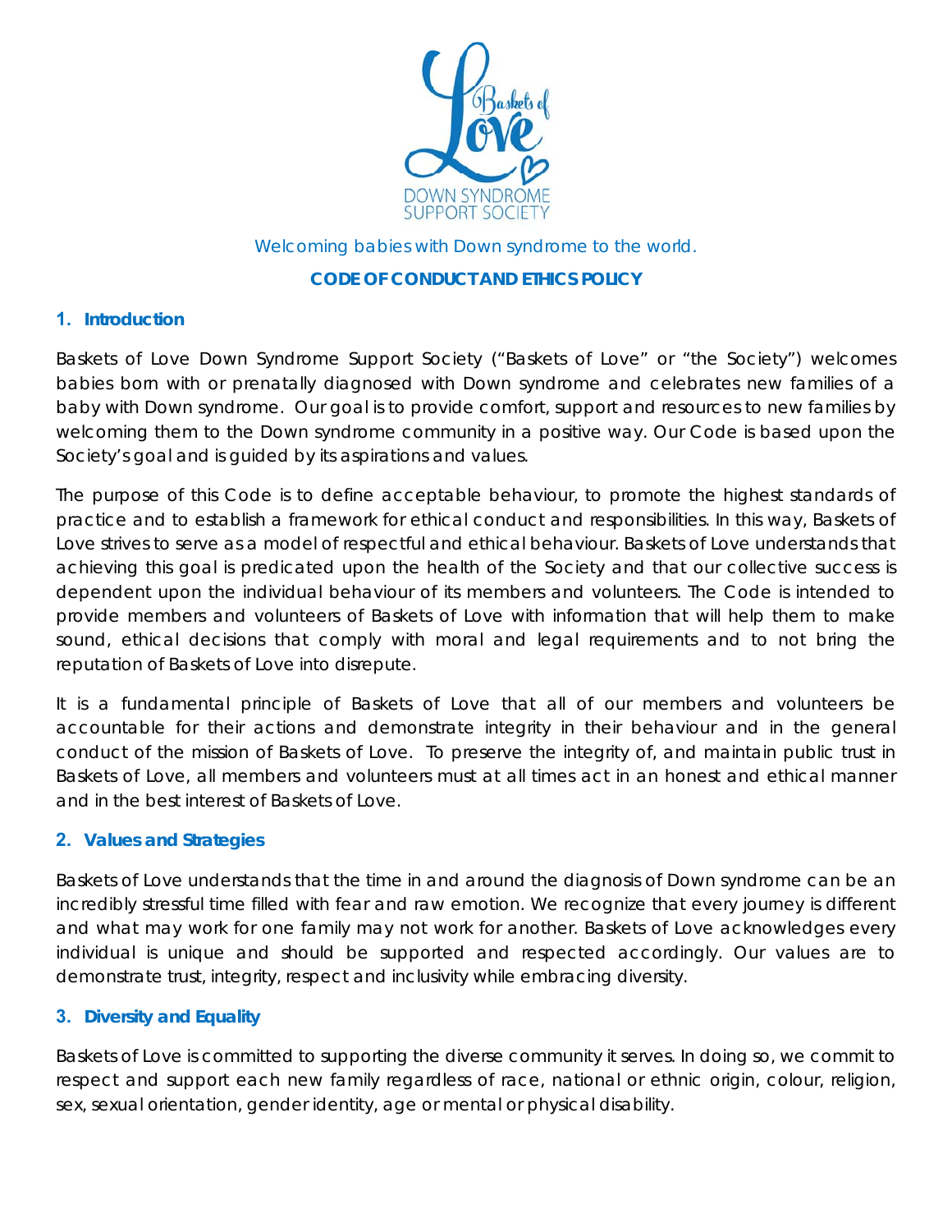Welcoming babies with Down syndrome to the world.

# CODE OF CONDUCT AND ETHICS POLICY

## 1. Introduction

Baskets of Love Down Syndrome Support Society ("Baskets of Love" or "the Society") welcomes babies born with or prenatally diagnosed with Down syndrome and celebrates new families of a baby with Down syndrome. Our goal is to provide comfort, support and resources to new families by welcoming them to the Down syndrome community in a positive way. Our Code is based upon the Society's goal and is guided by its aspirations and values.

The purpose of this Code is to define acceptable behaviour, to promote the highest standards of practice and to establish a framework for ethical conduct and responsibilities. In this way, Baskets of Love strives to serve as a model of respectful and ethical behaviour. Baskets of Love understands that achieving this goal is predicated upon the health of the Society and that our collective success is dependent upon the individual behaviour of its members and volunteers. The Code is intended to provide members and volunteers of Baskets of Love with information that will help them to make sound, ethical decisions that comply with moral and legal requirements and to not bring the reputation of Baskets of Love into disrepute.

It is a fundamental principle of Baskets of Love that all of our members and volunteers be accountable for their actions and demonstrate integrity in their behaviour and in the general conduct of the mission of Baskets of Love. To preserve the integrity of, and maintain public trust in Baskets of Love, all members and volunteers must at all times act in an honest and ethical manner and in the best interest of Baskets of Love.

## 2. Values and Strategies

Baskets of Love understands that the time in and around the diagnosis of Down syndrome can be an incredibly stressful time filled with fear and raw emotion. We recognize that every journey is different and what may work for one family may not work for another. Baskets of Love acknowledges every individual is unique and should be supported and respected accordingly. Our values are to demonstrate trust, integrity, respect and inclusivity while embracing diversity.

## 3. Diversity and Equality

Baskets of Love is committed to supporting the diverse community it serves. In doing so, we commit to respect and support each new family regardless of race, national or ethnic origin, colour, religion, sex, sexual orientation, gender identity, age or mental or physical disability.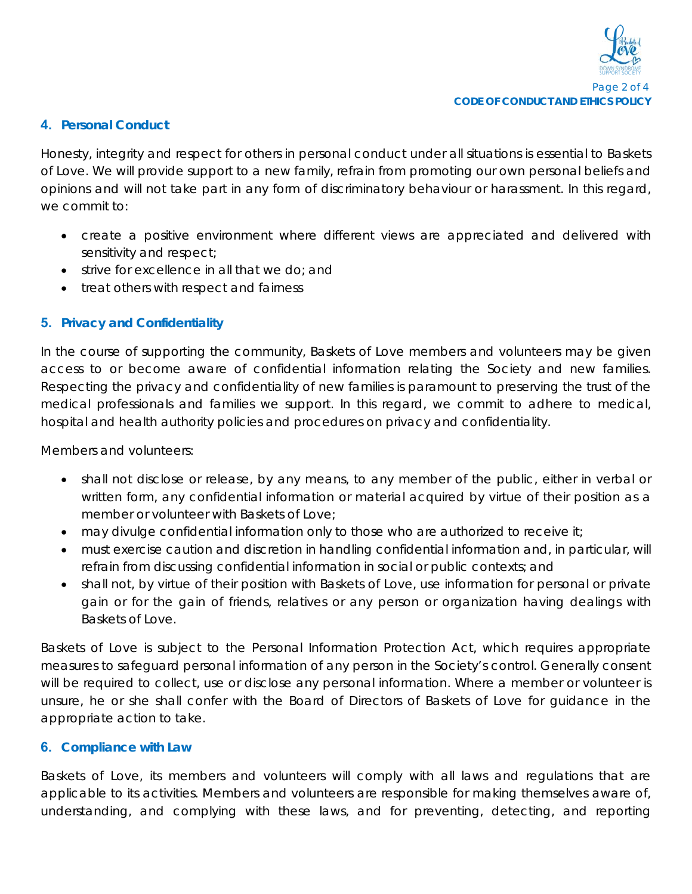## 4. Personal Conduct

Honesty, integrity and respect for others in personal conduct under all situations is essential to Baskets of Love. We will provide support to a new family, refrain from promoting our own personal beliefs and opinions and will not take part in any form of discriminatory behaviour or harassment. In this regard, we commit to:

- create a positive environment where different views are appreciated and delivered with sensitivity and respect;
- strive for excellence in all that we do; and
- treat others with respect and fairness

## 5. Privacy and Confidentiality

In the course of supporting the community, Baskets of Love members and volunteers may be given access to or become aware of confidential information relating the Society and new families. Respecting the privacy and confidentiality of new families is paramount to preserving the trust of the medical professionals and families we support. In this regard, we commit to adhere to medical, hospital and health authority policies and procedures on privacy and confidentiality.

Members and volunteers:

- shall not disclose or release, by any means, to any member of the public, either in verbal or written form, any confidential information or material acquired by virtue of their position as a member or volunteer with Baskets of Love;
- may divulge confidential information only to those who are authorized to receive it;
- must exercise caution and discretion in handling confidential information and, in particular, will refrain from discussing confidential information in social or public contexts; and
- shall not, by virtue of their position with Baskets of Love, use information for personal or private gain or for the gain of friends, relatives or any person or organization having dealings with Baskets of Love.

Baskets of Love is subject to the Personal Information Protection Act, which requires appropriate measures to safeguard personal information of any person in the Society's control. Generally consent will be required to collect, use or disclose any personal information. Where a member or volunteer is unsure, he or she shall confer with the Board of Directors of Baskets of Love for guidance in the appropriate action to take.

## 6. Compliance with Law

Baskets of Love, its members and volunteers will comply with all laws and regulations that are applicable to its activities. Members and volunteers are responsible for making themselves aware of, understanding, and complying with these laws, and for preventing, detecting, and reporting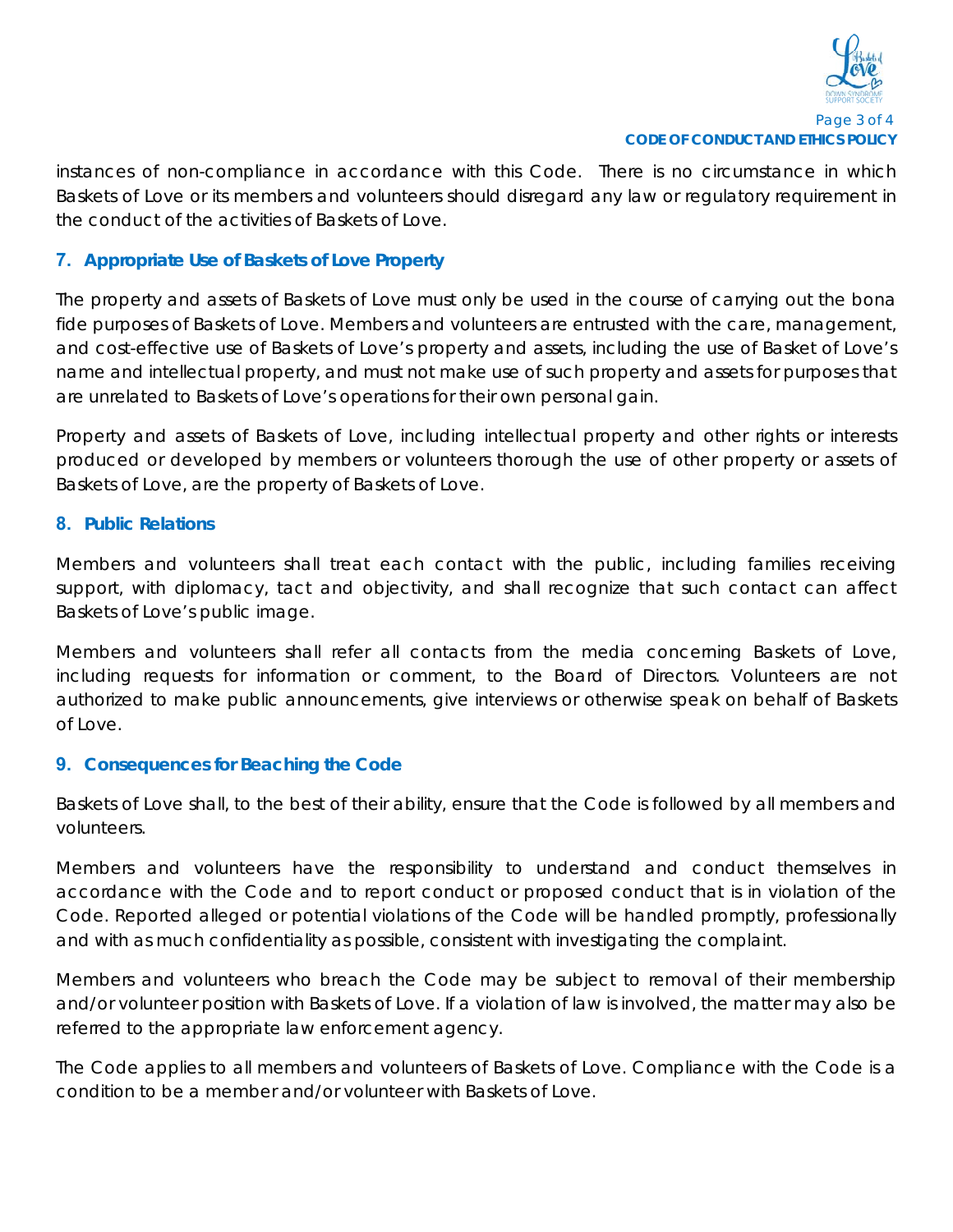instances of non-compliance in accordance with this Code. There is no circumstance in which Baskets of Love or its members and volunteers should disregard any law or regulatory requirement in the conduct of the activities of Baskets of Love.

## 7. Appropriate Use of Baskets of Love Property

The property and assets of Baskets of Love must only be used in the course of carrying out the bona fide purposes of Baskets of Love. Members and volunteers are entrusted with the care, management, and cost-effective use of Baskets of Love's property and assets, including the use of Basket of Love's name and intellectual property, and must not make use of such property and assets for purposes that are unrelated to Baskets of Love's operations for their own personal gain.

Property and assets of Baskets of Love, including intellectual property and other rights or interests produced or developed by members or volunteers thorough the use of other property or assets of Baskets of Love, are the property of Baskets of Love.

## 8. Public Relations

Members and volunteers shall treat each contact with the public, including families receiving support, with diplomacy, tact and objectivity, and shall recognize that such contact can affect Baskets of Love's public image.

Members and volunteers shall refer all contacts from the media concerning Baskets of Love, including requests for information or comment, to the Board of Directors. Volunteers are not authorized to make public announcements, give interviews or otherwise speak on behalf of Baskets of Love.

## 9. Consequences for Beaching the Code

Baskets of Love shall, to the best of their ability, ensure that the Code is followed by all members and volunteers.

Members and volunteers have the responsibility to understand and conduct themselves in accordance with the Code and to report conduct or proposed conduct that is in violation of the Code. Reported alleged or potential violations of the Code will be handled promptly, professionally and with as much confidentiality as possible, consistent with investigating the complaint.

Members and volunteers who breach the Code may be subject to removal of their membership and/or volunteer position with Baskets of Love. If a violation of law is involved, the matter may also be referred to the appropriate law enforcement agency.

The Code applies to all members and volunteers of Baskets of Love. Compliance with the Code is a condition to be a member and/or volunteer with Baskets of Love.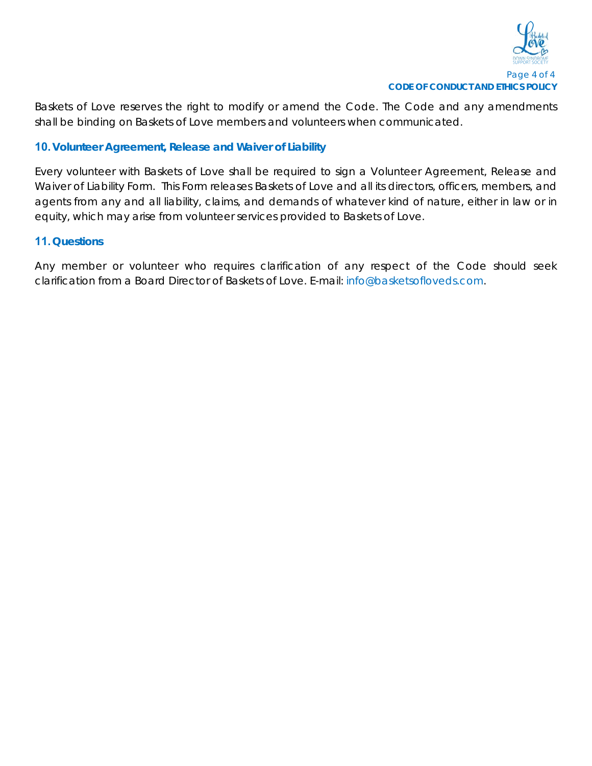Baskets of Love reserves the right to modify or amend the Code. The Code and any amendments shall be binding on Baskets of Love members and volunteers when communicated.

## 10. Volunteer Agreement, Release and Waiver of Liability

Every volunteer with Baskets of Love shall be required to sign a Volunteer Agreement, Release and Waiver of Liability Form. This Form releases Baskets of Love and all its directors, officers, members, and agents from any and all liability, claims, and demands of whatever kind of nature, either in law or in equity, which may arise from volunteer services provided to Baskets of Love.

## 11. Questions

Any member or volunteer who requires clarification of any respect of the Code should seek clarification from a Board Director of Baskets of Love. E-mail: info@basketsofloveds.com.